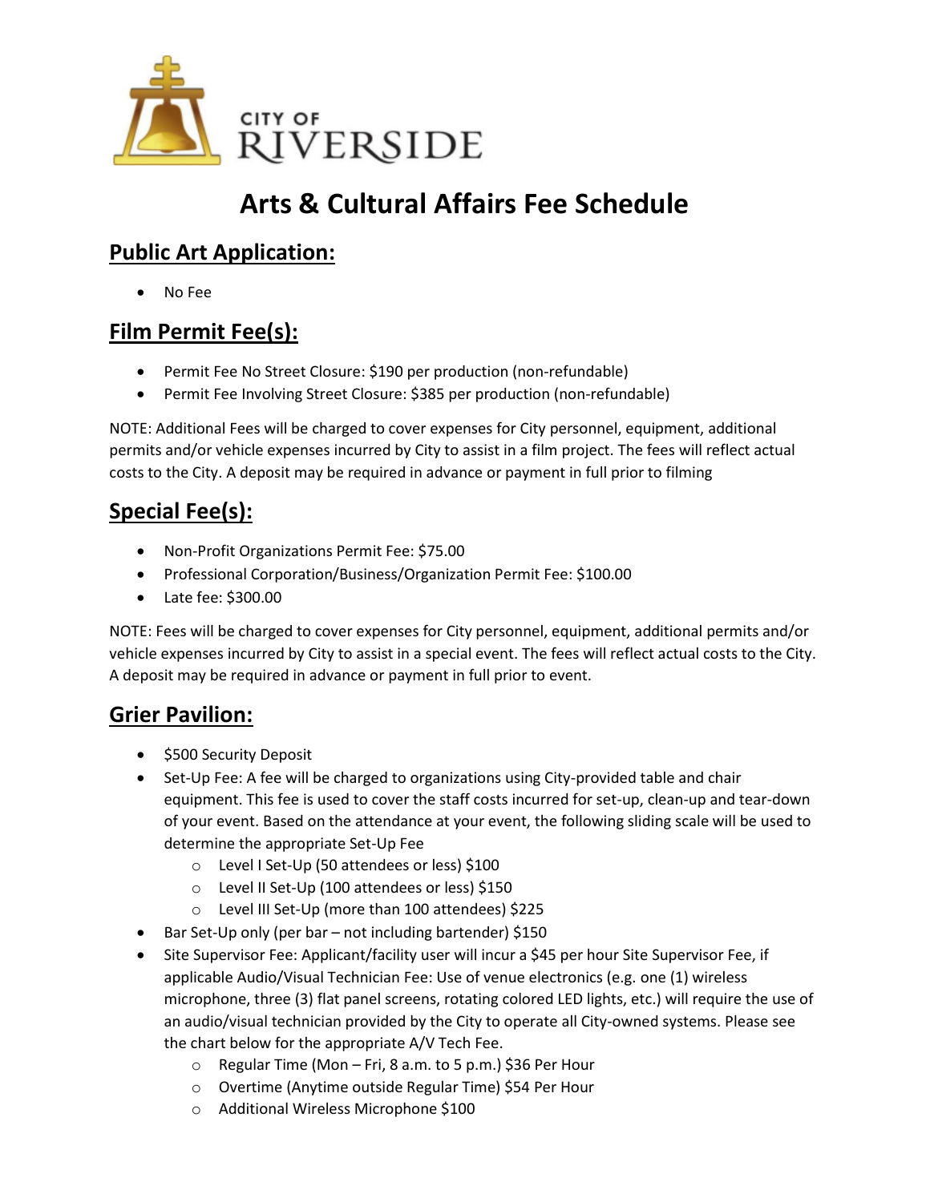CITY OF RIVERSIDE

# Arts & Cultural Affairs Fee Schedule

## Public Art Application:

- No Fee

## Film Permit Fee(s):

- Permit Fee No Street Closure: $190 per production (non-refundable)
- Permit Fee Involving Street Closure: $385 per production (non-refundable)

NOTE: Additional Fees will be charged to cover expenses for City personnel, equipment, additional permits and/or vehicle expenses incurred by City to assist in a film project. The fees will reflect actual costs to the City. A deposit may be required in advance or payment in full prior to filming

## Special Fee(s):

- Non-Profit Organizations Permit Fee: $75.00
- Professional Corporation/Business/Organization Permit Fee: $100.00
- Late fee: $300.00

NOTE: Fees will be charged to cover expenses for City personnel, equipment, additional permits and/or vehicle expenses incurred by City to assist in a special event. The fees will reflect actual costs to the City. A deposit may be required in advance or payment in full prior to event.

## Grier Pavilion:

- $500 Security Deposit
- Set-Up Fee: A fee will be charged to organizations using City-provided table and chair equipment. This fee is used to cover the staff costs incurred for set-up, clean-up and tear-down of your event. Based on the attendance at your event, the following sliding scale will be used to determine the appropriate Set-Up Fee
  - Level I Set-Up (50 attendees or less) $100
  - Level II Set-Up (100 attendees or less) $150
  - Level III Set-Up (more than 100 attendees) $225
- Bar Set-Up only (per bar – not including bartender) $150
- Site Supervisor Fee: Applicant/facility user will incur a $45 per hour Site Supervisor Fee, if applicable Audio/Visual Technician Fee: Use of venue electronics (e.g. one (1) wireless microphone, three (3) flat panel screens, rotating colored LED lights, etc.) will require the use of an audio/visual technician provided by the City to operate all City-owned systems. Please see the chart below for the appropriate A/V Tech Fee.
  - Regular Time (Mon – Fri, 8 a.m. to 5 p.m.) $36 Per Hour
  - Overtime (Anytime outside Regular Time) $54 Per Hour
  - Additional Wireless Microphone $100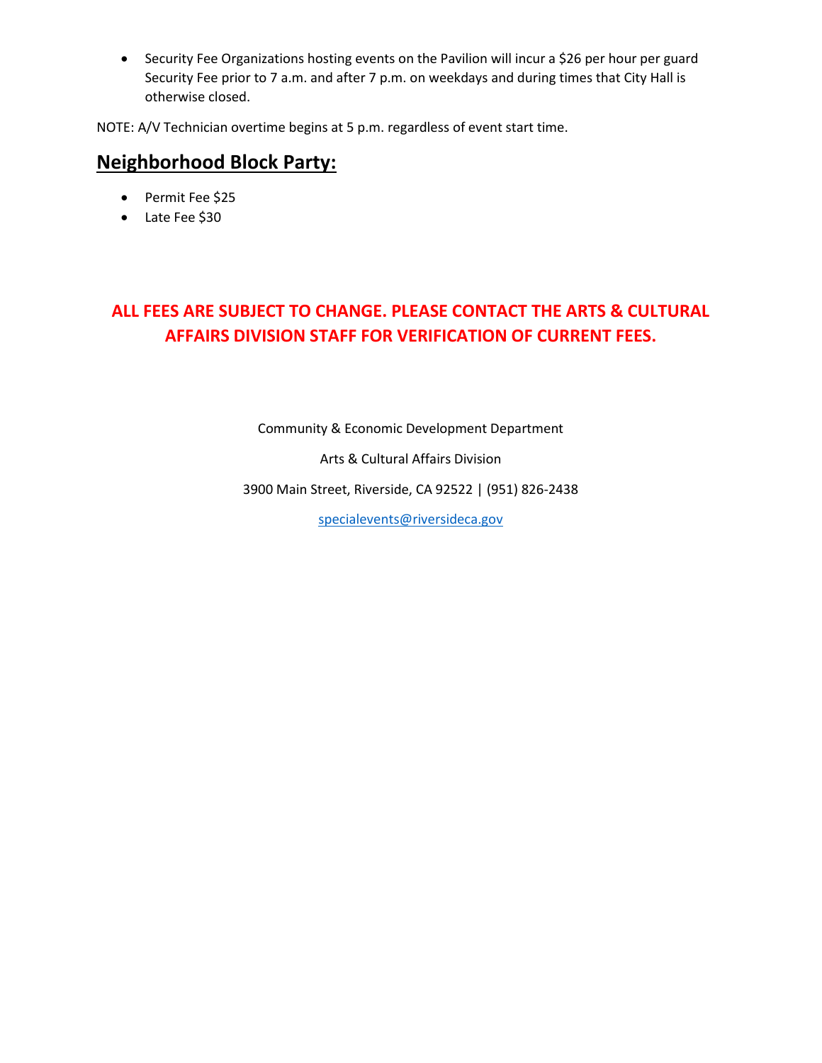- Security Fee Organizations hosting events on the Pavilion will incur a $26 per hour per guard Security Fee prior to 7 a.m. and after 7 p.m. on weekdays and during times that City Hall is otherwise closed.

NOTE: A/V Technician overtime begins at 5 p.m. regardless of event start time.

## Neighborhood Block Party:

- Permit Fee $25
- Late Fee $30

**ALL FEES ARE SUBJECT TO CHANGE. PLEASE CONTACT THE ARTS & CULTURAL AFFAIRS DIVISION STAFF FOR VERIFICATION OF CURRENT FEES.**

Community & Economic Development Department

Arts & Cultural Affairs Division

3900 Main Street, Riverside, CA 92522 | (951) 826-2438

specialevents@riversideca.gov